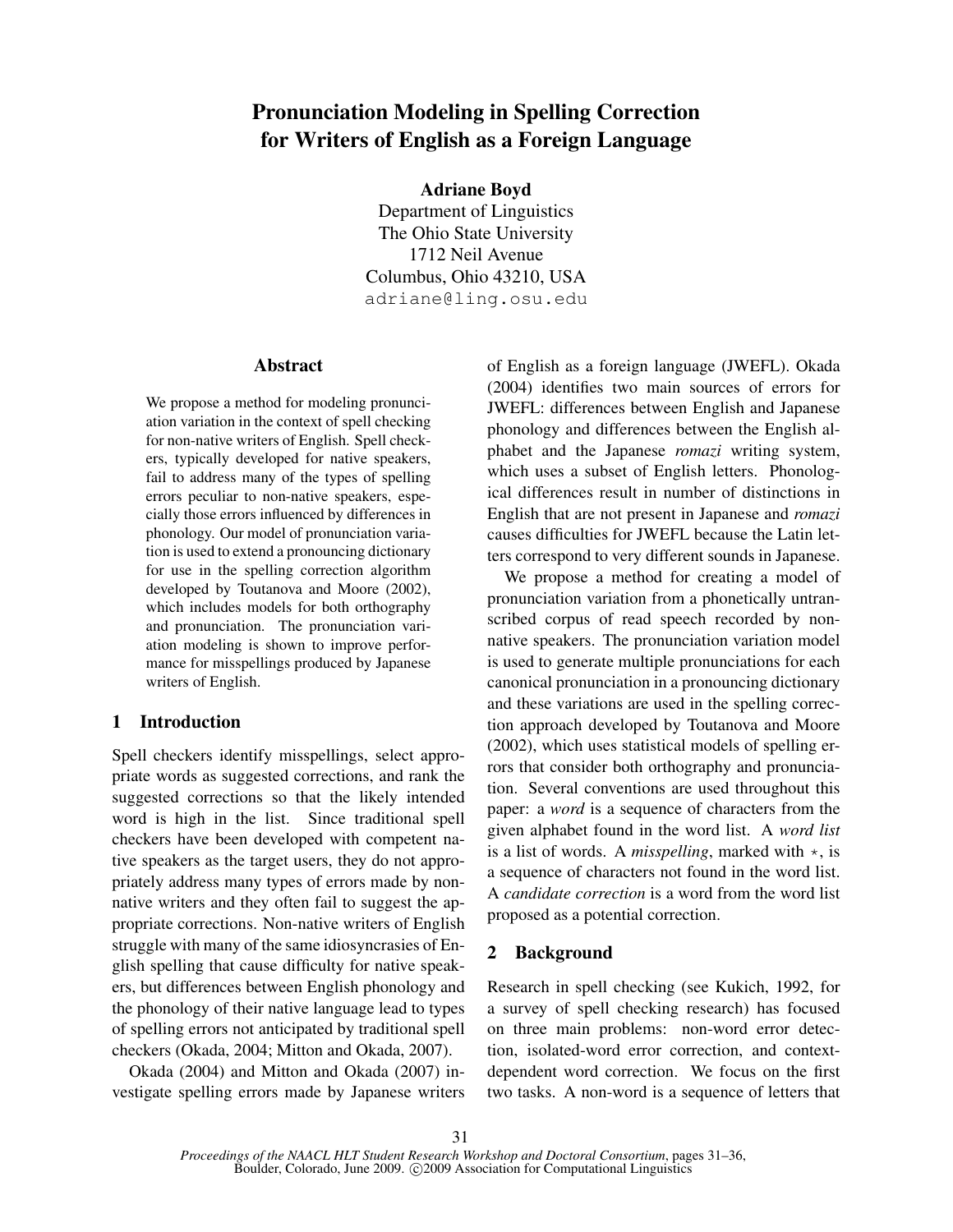# Pronunciation Modeling in Spelling Correction for Writers of English as a Foreign Language

**Adriane Boyd**
Department of Linguistics
The Ohio State University
1712 Neil Avenue
Columbus, Ohio 43210, USA
adriane@ling.osu.edu

## Abstract

We propose a method for modeling pronunciation variation in the context of spell checking for non-native writers of English. Spell checkers, typically developed for native speakers, fail to address many of the types of spelling errors peculiar to non-native speakers, especially those errors influenced by differences in phonology. Our model of pronunciation variation is used to extend a pronouncing dictionary for use in the spelling correction algorithm developed by Toutanova and Moore (2002), which includes models for both orthography and pronunciation. The pronunciation variation modeling is shown to improve performance for misspellings produced by Japanese writers of English.

## 1 Introduction

Spell checkers identify misspellings, select appropriate words as suggested corrections, and rank the suggested corrections so that the likely intended word is high in the list. Since traditional spell checkers have been developed with competent native speakers as the target users, they do not appropriately address many types of errors made by non-native writers and they often fail to suggest the appropriate corrections. Non-native writers of English struggle with many of the same idiosyncracies of English spelling that cause difficulty for native speakers, but differences between English phonology and the phonology of their native language lead to types of spelling errors not anticipated by traditional spell checkers (Okada, 2004; Mitton and Okada, 2007).

Okada (2004) and Mitton and Okada (2007) investigate spelling errors made by Japanese writers of English as a foreign language (JWEFL). Okada (2004) identifies two main sources of errors for JWEFL: differences between English and Japanese phonology and differences between the English alphabet and the Japanese *romazi* writing system, which uses a subset of English letters. Phonological differences result in number of distinctions in English that are not present in Japanese and *romazi* causes difficulties for JWEFL because the Latin letters correspond to very different sounds in Japanese.

We propose a method for creating a model of pronunciation variation from a phonetically untranscribed corpus of read speech recorded by non-native speakers. The pronunciation variation model is used to generate multiple pronunciations for each canonical pronunciation in a pronouncing dictionary and these variations are used in the spelling correction approach developed by Toutanova and Moore (2002), which uses statistical models of spelling errors that consider both orthography and pronunciation. Several conventions are used throughout this paper: a *word* is a sequence of characters from the given alphabet found in the word list. A *word list* is a list of words. A *misspelling*, marked with $\star$, is a sequence of characters not found in the word list. A *candidate correction* is a word from the word list proposed as a potential correction.

## 2 Background

Research in spell checking (see Kukich, 1992, for a survey of spell checking research) has focused on three main problems: non-word error detection, isolated-word error correction, and context-dependent word correction. We focus on the first two tasks. A non-word is a sequence of letters that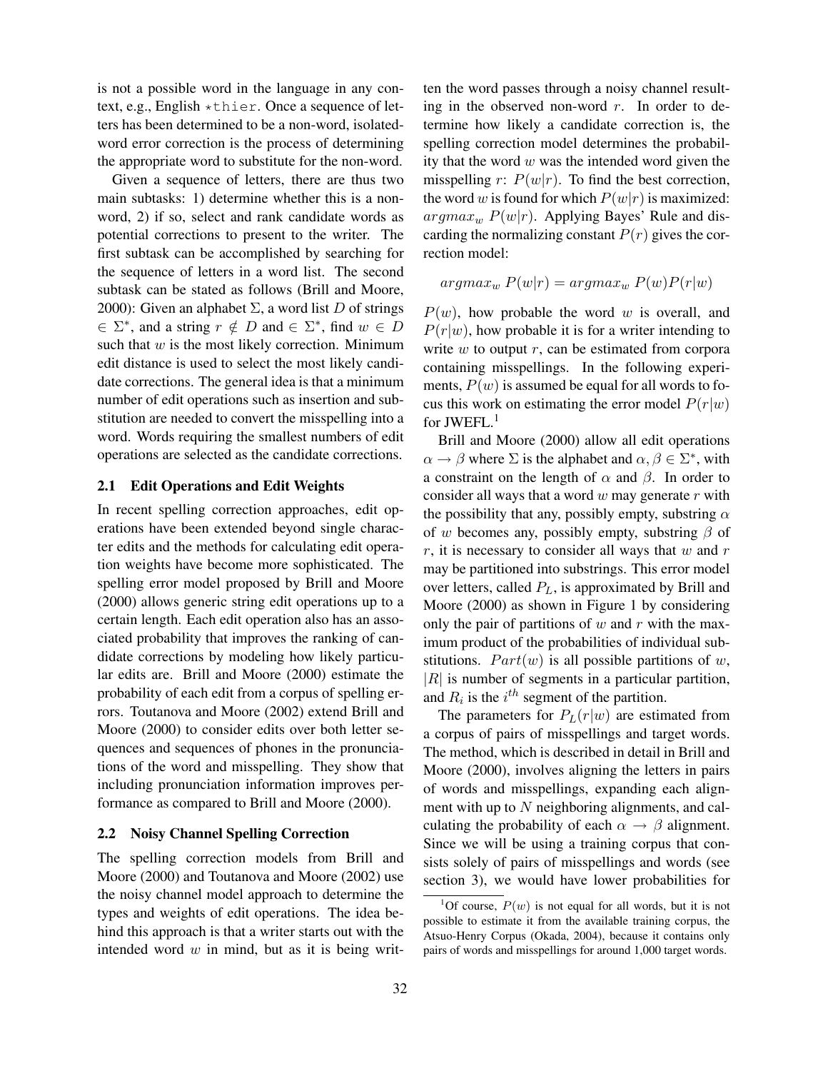is not a possible word in the language in any context, e.g., English `*thier`. Once a sequence of letters has been determined to be a non-word, isolated-word error correction is the process of determining the appropriate word to substitute for the non-word.

Given a sequence of letters, there are thus two main subtasks: 1) determine whether this is a non-word, 2) if so, select and rank candidate words as potential corrections to present to the writer. The first subtask can be accomplished by searching for the sequence of letters in a word list. The second subtask can be stated as follows (Brill and Moore, 2000): Given an alphabet $\Sigma$, a word list $D$ of strings $\in \Sigma^*$, and a string $r \notin D$ and $\in \Sigma^*$, find $w \in D$ such that $w$ is the most likely correction. Minimum edit distance is used to select the most likely candidate corrections. The general idea is that a minimum number of edit operations such as insertion and substitution are needed to convert the misspelling into a word. Words requiring the smallest numbers of edit operations are selected as the candidate corrections.

### 2.1 Edit Operations and Edit Weights

In recent spelling correction approaches, edit operations have been extended beyond single character edits and the methods for calculating edit operation weights have become more sophisticated. The spelling error model proposed by Brill and Moore (2000) allows generic string edit operations up to a certain length. Each edit operation also has an associated probability that improves the ranking of candidate corrections by modeling how likely particular edits are. Brill and Moore (2000) estimate the probability of each edit from a corpus of spelling errors. Toutanova and Moore (2002) extend Brill and Moore (2000) to consider edits over both letter sequences and sequences of phones in the pronunciations of the word and misspelling. They show that including pronunciation information improves performance as compared to Brill and Moore (2000).

### 2.2 Noisy Channel Spelling Correction

The spelling correction models from Brill and Moore (2000) and Toutanova and Moore (2002) use the noisy channel model approach to determine the types and weights of edit operations. The idea behind this approach is that a writer starts out with the intended word $w$ in mind, but as it is being written the word passes through a noisy channel resulting in the observed non-word $r$. In order to determine how likely a candidate correction is, the spelling correction model determines the probability that the word $w$ was the intended word given the misspelling $r$: $P(w|r)$. To find the best correction, the word $w$ is found for which $P(w|r)$ is maximized: $argmax_w \ P(w|r)$. Applying Bayes' Rule and discarding the normalizing constant $P(r)$ gives the correction model:

$$argmax_w \ P(w|r) = argmax_w \ P(w)P(r|w)$$

$P(w)$, how probable the word $w$ is overall, and $P(r|w)$, how probable it is for a writer intending to write $w$ to output $r$, can be estimated from corpora containing misspellings. In the following experiments, $P(w)$ is assumed be equal for all words to focus this work on estimating the error model $P(r|w)$ for JWEFL.[1]

Brill and Moore (2000) allow all edit operations $\alpha \rightarrow \beta$ where $\Sigma$ is the alphabet and $\alpha, \beta \in \Sigma^*$, with a constraint on the length of $\alpha$ and $\beta$. In order to consider all ways that a word $w$ may generate $r$ with the possibility that any, possibly empty, substring $\alpha$ of $w$ becomes any, possibly empty, substring $\beta$ of $r$, it is necessary to consider all ways that $w$ and $r$ may be partitioned into substrings. This error model over letters, called $P_L$, is approximated by Brill and Moore (2000) as shown in Figure 1 by considering only the pair of partitions of $w$ and $r$ with the maximum product of the probabilities of individual substitutions. $Part(w)$ is all possible partitions of $w$, $|R|$ is number of segments in a particular partition, and $R_i$ is the $i^{th}$ segment of the partition.

The parameters for $P_L(r|w)$ are estimated from a corpus of pairs of misspellings and target words. The method, which is described in detail in Brill and Moore (2000), involves aligning the letters in pairs of words and misspellings, expanding each alignment with up to $N$ neighboring alignments, and calculating the probability of each $\alpha \rightarrow \beta$ alignment. Since we will be using a training corpus that consists solely of pairs of misspellings and words (see section 3), we would have lower probabilities for

[1] Of course, $P(w)$ is not equal for all words, but it is not possible to estimate it from the available training corpus, the Atsuo-Henry Corpus (Okada, 2004), because it contains only pairs of words and misspellings for around 1,000 target words.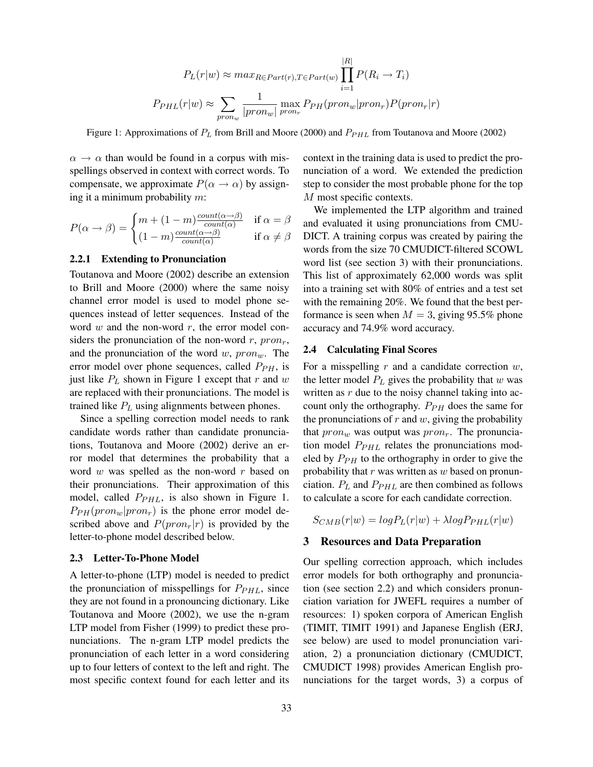$$P_L(r|w) \approx max_{R \in Part(r), T \in Part(w)} \prod_{i=1}^{|R|} P(R_i \rightarrow T_i)$$

$$P_{PHL}(r|w) \approx \sum_{pron_w} \frac{1}{|pron_w|} \max_{pron_r} P_{PH}(pron_w|pron_r)P(pron_r|r)$$

Figure 1: Approximations of $P_L$ from Brill and Moore (2000) and $P_{PHL}$ from Toutanova and Moore (2002)

$\alpha \rightarrow \alpha$ than would be found in a corpus with misspellings observed in context with correct words. To compensate, we approximate $P(\alpha \rightarrow \alpha)$ by assigning it a minimum probability $m$:

$$P(\alpha \rightarrow \beta) = \begin{cases} m + (1-m)\frac{count(\alpha \rightarrow \beta)}{count(\alpha)} & \text{if } \alpha = \beta \\ (1-m)\frac{count(\alpha \rightarrow \beta)}{count(\alpha)} & \text{if } \alpha \neq \beta \end{cases}$$

#### 2.2.1 Extending to Pronunciation

Toutanova and Moore (2002) describe an extension to Brill and Moore (2000) where the same noisy channel error model is used to model phone sequences instead of letter sequences. Instead of the word $w$ and the non-word $r$, the error model considers the pronunciation of the non-word $r$, $pron_r$, and the pronunciation of the word $w$, $pron_w$. The error model over phone sequences, called $P_{PH}$, is just like $P_L$ shown in Figure 1 except that $r$ and $w$ are replaced with their pronunciations. The model is trained like $P_L$ using alignments between phones.

Since a spelling correction model needs to rank candidate words rather than candidate pronunciations, Toutanova and Moore (2002) derive an error model that determines the probability that a word $w$ was spelled as the non-word $r$ based on their pronunciations. Their approximation of this model, called $P_{PHL}$, is also shown in Figure 1. $P_{PH}(pron_w|pron_r)$ is the phone error model described above and $P(pron_r|r)$ is provided by the letter-to-phone model described below.

### 2.3 Letter-To-Phone Model

A letter-to-phone (LTP) model is needed to predict the pronunciation of misspellings for $P_{PHL}$, since they are not found in a pronouncing dictionary. Like Toutanova and Moore (2002), we use the n-gram LTP model from Fisher (1999) to predict these pronunciations. The n-gram LTP model predicts the pronunciation of each letter in a word considering up to four letters of context to the left and right. The most specific context found for each letter and its context in the training data is used to predict the pronunciation of a word. We extended the prediction step to consider the most probable phone for the top $M$ most specific contexts.

We implemented the LTP algorithm and trained and evaluated it using pronunciations from CMUDICT. A training corpus was created by pairing the words from the size 70 CMUDICT-filtered SCOWL word list (see section 3) with their pronunciations. This list of approximately 62,000 words was split into a training set with 80% of entries and a test set with the remaining 20%. We found that the best performance is seen when $M = 3$, giving 95.5% phone accuracy and 74.9% word accuracy.

### 2.4 Calculating Final Scores

For a misspelling $r$ and a candidate correction $w$, the letter model $P_L$ gives the probability that $w$ was written as $r$ due to the noisy channel taking into account only the orthography. $P_{PH}$ does the same for the pronunciations of $r$ and $w$, giving the probability that $pron_w$ was output was $pron_r$. The pronunciation model $P_{PHL}$ relates the pronunciations modeled by $P_{PH}$ to the orthography in order to give the probability that $r$ was written as $w$ based on pronunciation. $P_L$ and $P_{PHL}$ are then combined as follows to calculate a score for each candidate correction.

$$S_{CMB}(r|w) = logP_L(r|w) + \lambda logP_{PHL}(r|w)$$

## 3 Resources and Data Preparation

Our spelling correction approach, which includes error models for both orthography and pronunciation (see section 2.2) and which considers pronunciation variation for JWEFL requires a number of resources: 1) spoken corpora of American English (TIMIT, TIMIT 1991) and Japanese English (ERJ, see below) are used to model pronunciation variation, 2) a pronunciation dictionary (CMUDICT, CMUDICT 1998) provides American English pronunciations for the target words, 3) a corpus of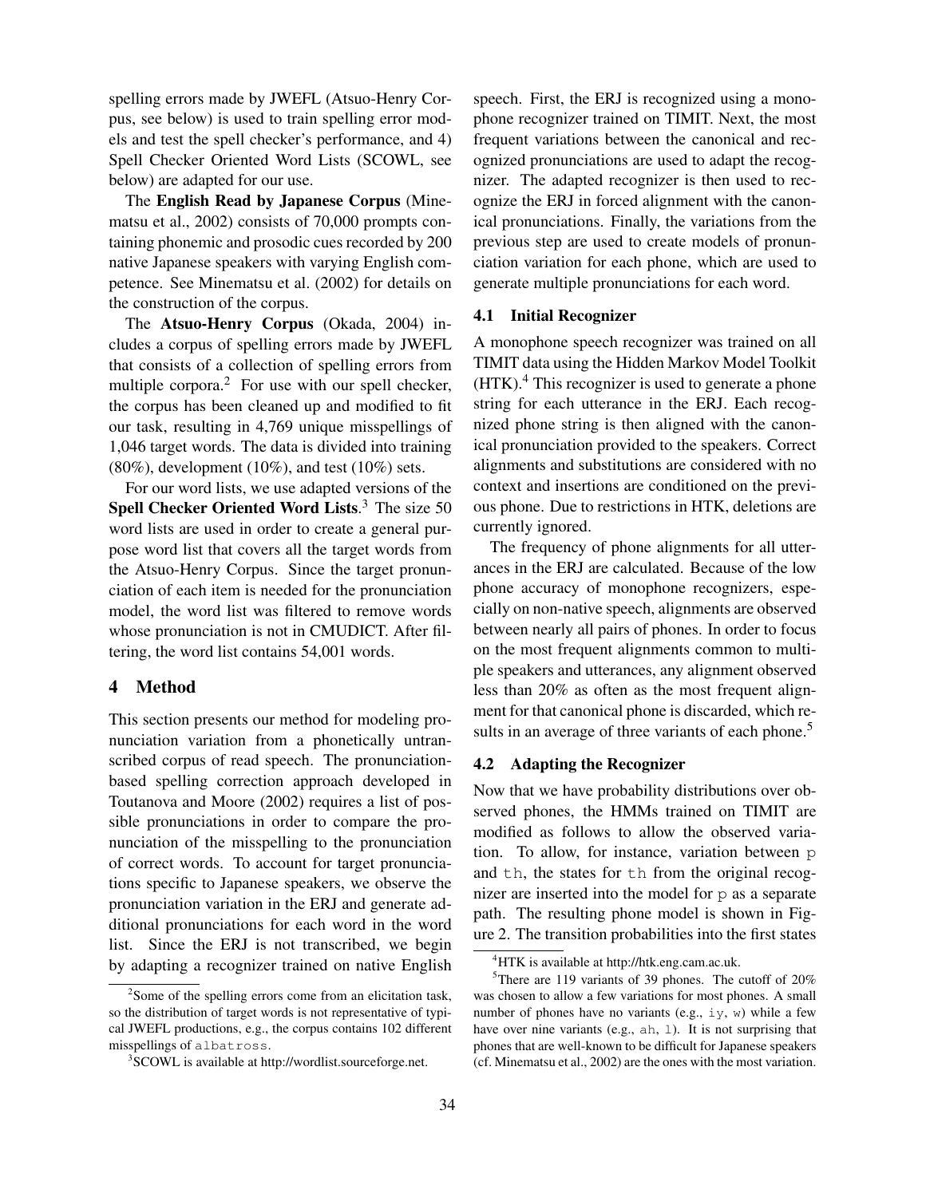spelling errors made by JWEFL (Atsuo-Henry Corpus, see below) is used to train spelling error models and test the spell checker's performance, and 4) Spell Checker Oriented Word Lists (SCOWL, see below) are adapted for our use.

The **English Read by Japanese Corpus** (Minematsu et al., 2002) consists of 70,000 prompts containing phonemic and prosodic cues recorded by 200 native Japanese speakers with varying English competence. See Minematsu et al. (2002) for details on the construction of the corpus.

The **Atsuo-Henry Corpus** (Okada, 2004) includes a corpus of spelling errors made by JWEFL that consists of a collection of spelling errors from multiple corpora.[2] For use with our spell checker, the corpus has been cleaned up and modified to fit our task, resulting in 4,769 unique misspellings of 1,046 target words. The data is divided into training (80%), development (10%), and test (10%) sets.

For our word lists, we use adapted versions of the **Spell Checker Oriented Word Lists**.[3] The size 50 word lists are used in order to create a general purpose word list that covers all the target words from the Atsuo-Henry Corpus. Since the target pronunciation of each item is needed for the pronunciation model, the word list was filtered to remove words whose pronunciation is not in CMUDICT. After filtering, the word list contains 54,001 words.

## 4 Method

This section presents our method for modeling pronunciation variation from a phonetically untranscribed corpus of read speech. The pronunciation-based spelling correction approach developed in Toutanova and Moore (2002) requires a list of possible pronunciations in order to compare the pronunciation of the misspelling to the pronunciation of correct words. To account for target pronunciations specific to Japanese speakers, we observe the pronunciation variation in the ERJ and generate additional pronunciations for each word in the word list. Since the ERJ is not transcribed, we begin by adapting a recognizer trained on native English speech. First, the ERJ is recognized using a monophone recognizer trained on TIMIT. Next, the most frequent variations between the canonical and recognized pronunciations are used to adapt the recognizer. The adapted recognizer is then used to recognize the ERJ in forced alignment with the canonical pronunciations. Finally, the variations from the previous step are used to create models of pronunciation variation for each phone, which are used to generate multiple pronunciations for each word.

### 4.1 Initial Recognizer

A monophone speech recognizer was trained on all TIMIT data using the Hidden Markov Model Toolkit (HTK).[4] This recognizer is used to generate a phone string for each utterance in the ERJ. Each recognized phone string is then aligned with the canonical pronunciation provided to the speakers. Correct alignments and substitutions are considered with no context and insertions are conditioned on the previous phone. Due to restrictions in HTK, deletions are currently ignored.

The frequency of phone alignments for all utterances in the ERJ are calculated. Because of the low phone accuracy of monophone recognizers, especially on non-native speech, alignments are observed between nearly all pairs of phones. In order to focus on the most frequent alignments common to multiple speakers and utterances, any alignment observed less than 20% as often as the most frequent alignment for that canonical phone is discarded, which results in an average of three variants of each phone.[5]

### 4.2 Adapting the Recognizer

Now that we have probability distributions over observed phones, the HMMs trained on TIMIT are modified as follows to allow the observed variation. To allow, for instance, variation between `p` and `th`, the states for `th` from the original recognizer are inserted into the model for `p` as a separate path. The resulting phone model is shown in Figure 2. The transition probabilities into the first states

---

[2] Some of the spelling errors come from an elicitation task, so the distribution of target words is not representative of typical JWEFL productions, e.g., the corpus contains 102 different misspellings of `albatross`.

[3] SCOWL is available at http://wordlist.sourceforge.net.

[4] HTK is available at http://htk.eng.cam.ac.uk.

[5] There are 119 variants of 39 phones. The cutoff of 20% was chosen to allow a few variations for most phones. A small number of phones have no variants (e.g., `iy`, `w`) while a few have over nine variants (e.g., `ah`, `l`). It is not surprising that phones that are well-known to be difficult for Japanese speakers (cf. Minematsu et al., 2002) are the ones with the most variation.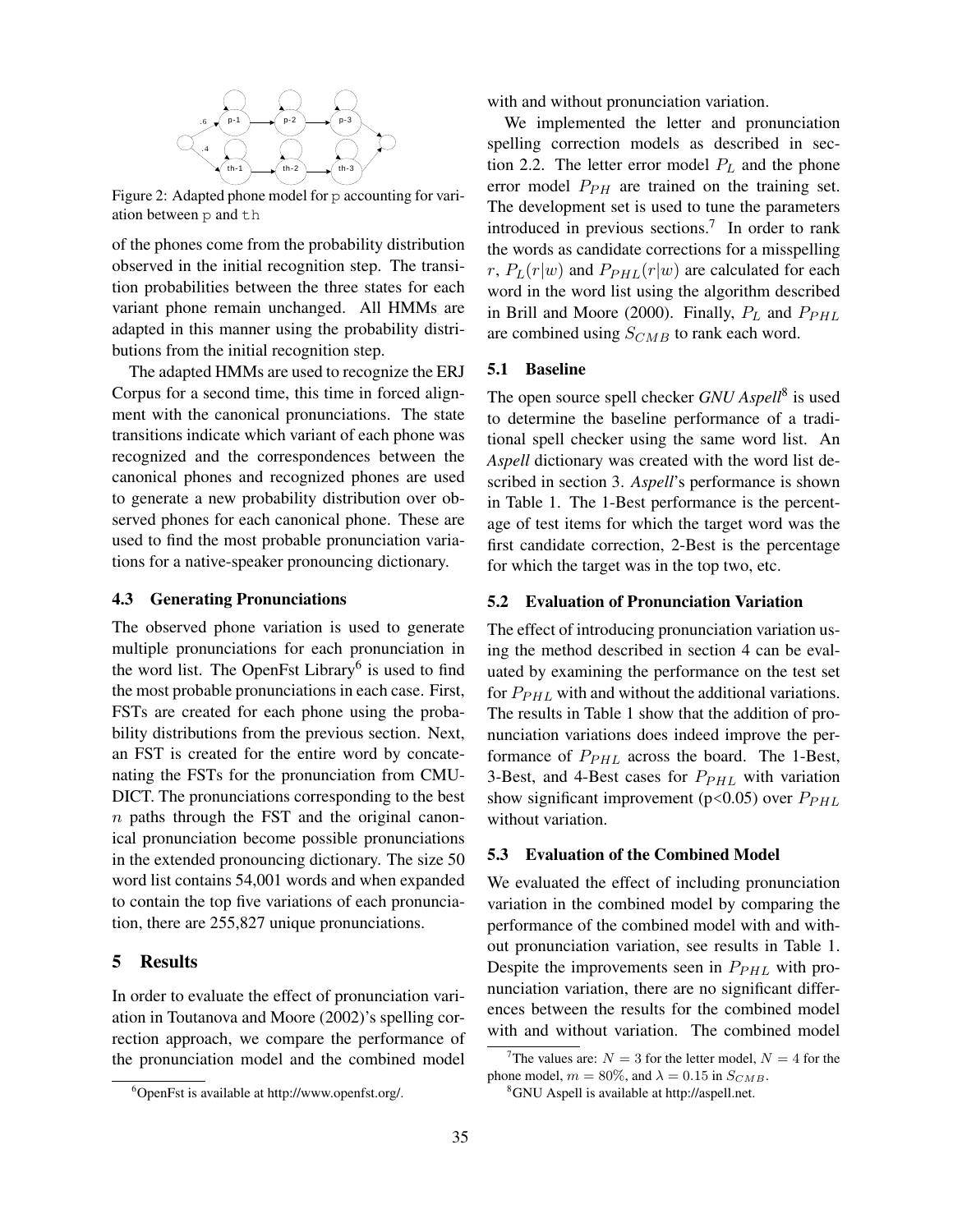Figure 2: Adapted phone model for p accounting for variation between p and th

of the phones come from the probability distribution observed in the initial recognition step. The transition probabilities between the three states for each variant phone remain unchanged. All HMMs are adapted in this manner using the probability distributions from the initial recognition step.

The adapted HMMs are used to recognize the ERJ Corpus for a second time, this time in forced alignment with the canonical pronunciations. The state transitions indicate which variant of each phone was recognized and the correspondences between the canonical phones and recognized phones are used to generate a new probability distribution over observed phones for each canonical phone. These are used to find the most probable pronunciation variations for a native-speaker pronouncing dictionary.

### 4.3 Generating Pronunciations

The observed phone variation is used to generate multiple pronunciations for each pronunciation in the word list. The OpenFst Library[6] is used to find the most probable pronunciations in each case. First, FSTs are created for each phone using the probability distributions from the previous section. Next, an FST is created for the entire word by concatenating the FSTs for the pronunciation from CMUDICT. The pronunciations corresponding to the best $n$ paths through the FST and the original canonical pronunciation become possible pronunciations in the extended pronouncing dictionary. The size 50 word list contains 54,001 words and when expanded to contain the top five variations of each pronunciation, there are 255,827 unique pronunciations.

## 5 Results

In order to evaluate the effect of pronunciation variation in Toutanova and Moore (2002)'s spelling correction approach, we compare the performance of the pronunciation model and the combined model with and without pronunciation variation.

We implemented the letter and pronunciation spelling correction models as described in section 2.2. The letter error model $P_L$ and the phone error model $P_{PH}$ are trained on the training set. The development set is used to tune the parameters introduced in previous sections.[7] In order to rank the words as candidate corrections for a misspelling $r$, $P_L(r|w)$ and $P_{PHL}(r|w)$ are calculated for each word in the word list using the algorithm described in Brill and Moore (2000). Finally, $P_L$ and $P_{PHL}$ are combined using $S_{CMB}$ to rank each word.

### 5.1 Baseline

The open source spell checker *GNU Aspell*[8] is used to determine the baseline performance of a traditional spell checker using the same word list. An *Aspell* dictionary was created with the word list described in section 3. *Aspell*'s performance is shown in Table 1. The 1-Best performance is the percentage of test items for which the target word was the first candidate correction, 2-Best is the percentage for which the target was in the top two, etc.

### 5.2 Evaluation of Pronunciation Variation

The effect of introducing pronunciation variation using the method described in section 4 can be evaluated by examining the performance on the test set for $P_{PHL}$ with and without the additional variations. The results in Table 1 show that the addition of pronunciation variations does indeed improve the performance of $P_{PHL}$ across the board. The 1-Best, 3-Best, and 4-Best cases for $P_{PHL}$ with variation show significant improvement ($p<0.05$) over $P_{PHL}$ without variation.

### 5.3 Evaluation of the Combined Model

We evaluated the effect of including pronunciation variation in the combined model by comparing the performance of the combined model with and without pronunciation variation, see results in Table 1. Despite the improvements seen in $P_{PHL}$ with pronunciation variation, there are no significant differences between the results for the combined model with and without variation. The combined model

[6] OpenFst is available at http://www.openfst.org/.

[7] The values are: $N = 3$ for the letter model, $N = 4$ for the phone model, $m = 80\%$, and $\lambda = 0.15$ in $S_{CMB}$.

[8] GNU Aspell is available at http://aspell.net.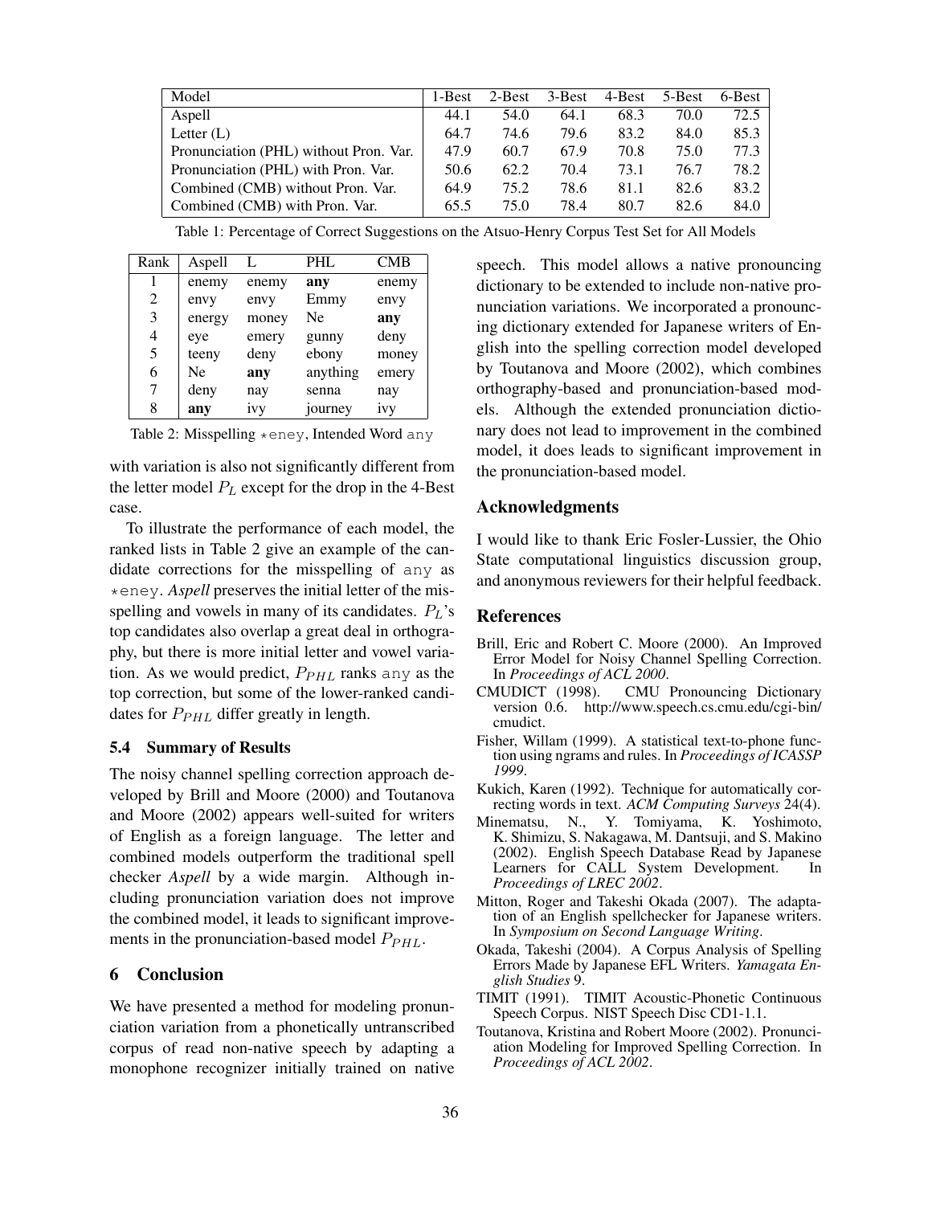| Model | 1-Best | 2-Best | 3-Best | 4-Best | 5-Best | 6-Best |
| --- | --- | --- | --- | --- | --- | --- |
| Aspell | 44.1 | 54.0 | 64.1 | 68.3 | 70.0 | 72.5 |
| Letter (L) | 64.7 | 74.6 | 79.6 | 83.2 | 84.0 | 85.3 |
| Pronunciation (PHL) without Pron. Var. | 47.9 | 60.7 | 67.9 | 70.8 | 75.0 | 77.3 |
| Pronunciation (PHL) with Pron. Var. | 50.6 | 62.2 | 70.4 | 73.1 | 76.7 | 78.2 |
| Combined (CMB) without Pron. Var. | 64.9 | 75.2 | 78.6 | 81.1 | 82.6 | 83.2 |
| Combined (CMB) with Pron. Var. | 65.5 | 75.0 | 78.4 | 80.7 | 82.6 | 84.0 |

Table 1: Percentage of Correct Suggestions on the Atsuo-Henry Corpus Test Set for All Models

| Rank | Aspell | L | PHL | CMB |
| --- | --- | --- | --- | --- |
| 1 | enemy | enemy | **any** | enemy |
| 2 | envy | envy | Emmy | envy |
| 3 | energy | money | Ne | **any** |
| 4 | eye | emery | gunny | deny |
| 5 | teeny | deny | ebony | money |
| 6 | Ne | **any** | anything | emery |
| 7 | deny | nay | senna | nay |
| 8 | **any** | ivy | journey | ivy |

Table 2: Misspelling ⋆eney, Intended Word any

with variation is also not significantly different from the letter model $P_L$ except for the drop in the 4-Best case.

To illustrate the performance of each model, the ranked lists in Table 2 give an example of the candidate corrections for the misspelling of any as ⋆eney. *Aspell* preserves the initial letter of the misspelling and vowels in many of its candidates. $P_L$'s top candidates also overlap a great deal in orthography, but there is more initial letter and vowel variation. As we would predict, $P_{PHL}$ ranks any as the top correction, but some of the lower-ranked candidates for $P_{PHL}$ differ greatly in length.

### 5.4 Summary of Results

The noisy channel spelling correction approach developed by Brill and Moore (2000) and Toutanova and Moore (2002) appears well-suited for writers of English as a foreign language. The letter and combined models outperform the traditional spell checker *Aspell* by a wide margin. Although including pronunciation variation does not improve the combined model, it leads to significant improvements in the pronunciation-based model $P_{PHL}$.

## 6 Conclusion

We have presented a method for modeling pronunciation variation from a phonetically untranscribed corpus of read non-native speech by adapting a monophone recognizer initially trained on native speech. This model allows a native pronouncing dictionary to be extended to include non-native pronunciation variations. We incorporated a pronouncing dictionary extended for Japanese writers of English into the spelling correction model developed by Toutanova and Moore (2002), which combines orthography-based and pronunciation-based models. Although the extended pronunciation dictionary does not lead to improvement in the combined model, it does leads to significant improvement in the pronunciation-based model.

## Acknowledgments

I would like to thank Eric Fosler-Lussier, the Ohio State computational linguistics discussion group, and anonymous reviewers for their helpful feedback.

## References

Brill, Eric and Robert C. Moore (2000). An Improved Error Model for Noisy Channel Spelling Correction. In *Proceedings of ACL 2000*.

CMUDICT (1998). CMU Pronouncing Dictionary version 0.6. http://www.speech.cs.cmu.edu/cgi-bin/cmudict.

Fisher, Willam (1999). A statistical text-to-phone function using ngrams and rules. In *Proceedings of ICASSP 1999*.

Kukich, Karen (1992). Technique for automatically correcting words in text. *ACM Computing Surveys* 24(4).

Minematsu, N., Y. Tomiyama, K. Yoshimoto, K. Shimizu, S. Nakagawa, M. Dantsuji, and S. Makino (2002). English Speech Database Read by Japanese Learners for CALL System Development. In *Proceedings of LREC 2002*.

Mitton, Roger and Takeshi Okada (2007). The adaptation of an English spellchecker for Japanese writers. In *Symposium on Second Language Writing*.

Okada, Takeshi (2004). A Corpus Analysis of Spelling Errors Made by Japanese EFL Writers. *Yamagata English Studies 9*.

TIMIT (1991). TIMIT Acoustic-Phonetic Continuous Speech Corpus. NIST Speech Disc CD1-1.1.

Toutanova, Kristina and Robert Moore (2002). Pronunciation Modeling for Improved Spelling Correction. In *Proceedings of ACL 2002*.